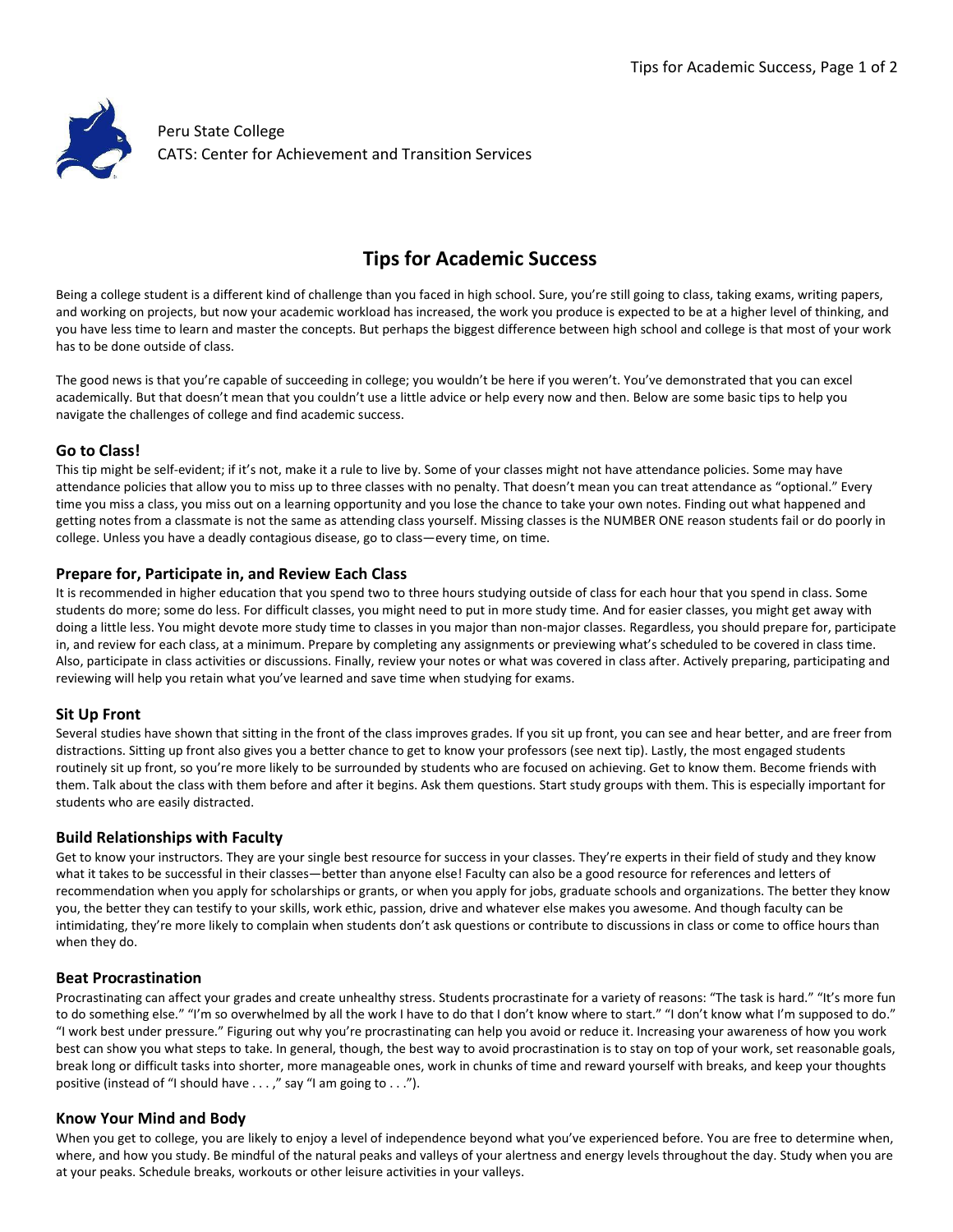Peru State College
CATS: Center for Achievement and Transition Services

# Tips for Academic Success

Being a college student is a different kind of challenge than you faced in high school. Sure, you're still going to class, taking exams, writing papers, and working on projects, but now your academic workload has increased, the work you produce is expected to be at a higher level of thinking, and you have less time to learn and master the concepts. But perhaps the biggest difference between high school and college is that most of your work has to be done outside of class.

The good news is that you're capable of succeeding in college; you wouldn't be here if you weren't. You've demonstrated that you can excel academically. But that doesn't mean that you couldn't use a little advice or help every now and then. Below are some basic tips to help you navigate the challenges of college and find academic success.

## Go to Class!

This tip might be self-evident; if it's not, make it a rule to live by. Some of your classes might not have attendance policies. Some may have attendance policies that allow you to miss up to three classes with no penalty. That doesn't mean you can treat attendance as "optional." Every time you miss a class, you miss out on a learning opportunity and you lose the chance to take your own notes. Finding out what happened and getting notes from a classmate is not the same as attending class yourself. Missing classes is the NUMBER ONE reason students fail or do poorly in college. Unless you have a deadly contagious disease, go to class—every time, on time.

## Prepare for, Participate in, and Review Each Class

It is recommended in higher education that you spend two to three hours studying outside of class for each hour that you spend in class. Some students do more; some do less. For difficult classes, you might need to put in more study time. And for easier classes, you might get away with doing a little less. You might devote more study time to classes in you major than non-major classes. Regardless, you should prepare for, participate in, and review for each class, at a minimum. Prepare by completing any assignments or previewing what's scheduled to be covered in class time. Also, participate in class activities or discussions. Finally, review your notes or what was covered in class after. Actively preparing, participating and reviewing will help you retain what you've learned and save time when studying for exams.

## Sit Up Front

Several studies have shown that sitting in the front of the class improves grades. If you sit up front, you can see and hear better, and are freer from distractions. Sitting up front also gives you a better chance to get to know your professors (see next tip). Lastly, the most engaged students routinely sit up front, so you're more likely to be surrounded by students who are focused on achieving. Get to know them. Become friends with them. Talk about the class with them before and after it begins. Ask them questions. Start study groups with them. This is especially important for students who are easily distracted.

## Build Relationships with Faculty

Get to know your instructors. They are your single best resource for success in your classes. They're experts in their field of study and they know what it takes to be successful in their classes—better than anyone else! Faculty can also be a good resource for references and letters of recommendation when you apply for scholarships or grants, or when you apply for jobs, graduate schools and organizations. The better they know you, the better they can testify to your skills, work ethic, passion, drive and whatever else makes you awesome. And though faculty can be intimidating, they're more likely to complain when students don't ask questions or contribute to discussions in class or come to office hours than when they do.

## Beat Procrastination

Procrastinating can affect your grades and create unhealthy stress. Students procrastinate for a variety of reasons: "The task is hard." "It's more fun to do something else." "I'm so overwhelmed by all the work I have to do that I don't know where to start." "I don't know what I'm supposed to do." "I work best under pressure." Figuring out why you're procrastinating can help you avoid or reduce it. Increasing your awareness of how you work best can show you what steps to take. In general, though, the best way to avoid procrastination is to stay on top of your work, set reasonable goals, break long or difficult tasks into shorter, more manageable ones, work in chunks of time and reward yourself with breaks, and keep your thoughts positive (instead of "I should have . . . ," say "I am going to . . .").

## Know Your Mind and Body

When you get to college, you are likely to enjoy a level of independence beyond what you've experienced before. You are free to determine when, where, and how you study. Be mindful of the natural peaks and valleys of your alertness and energy levels throughout the day. Study when you are at your peaks. Schedule breaks, workouts or other leisure activities in your valleys.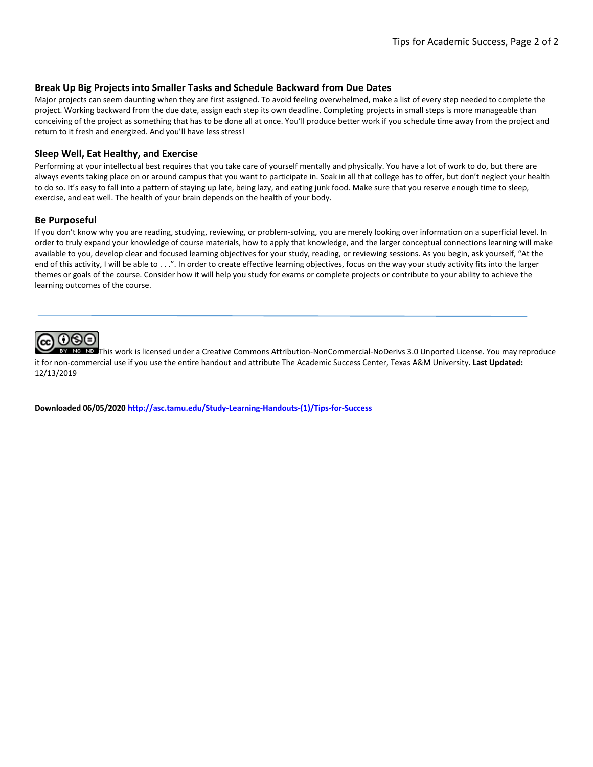## Break Up Big Projects into Smaller Tasks and Schedule Backward from Due Dates

Major projects can seem daunting when they are first assigned. To avoid feeling overwhelmed, make a list of every step needed to complete the project. Working backward from the due date, assign each step its own deadline. Completing projects in small steps is more manageable than conceiving of the project as something that has to be done all at once. You'll produce better work if you schedule time away from the project and return to it fresh and energized. And you'll have less stress!

## Sleep Well, Eat Healthy, and Exercise

Performing at your intellectual best requires that you take care of yourself mentally and physically. You have a lot of work to do, but there are always events taking place on or around campus that you want to participate in. Soak in all that college has to offer, but don't neglect your health to do so. It's easy to fall into a pattern of staying up late, being lazy, and eating junk food. Make sure that you reserve enough time to sleep, exercise, and eat well. The health of your brain depends on the health of your body.

## Be Purposeful

If you don't know why you are reading, studying, reviewing, or problem-solving, you are merely looking over information on a superficial level. In order to truly expand your knowledge of course materials, how to apply that knowledge, and the larger conceptual connections learning will make available to you, develop clear and focused learning objectives for your study, reading, or reviewing sessions. As you begin, ask yourself, "At the end of this activity, I will be able to . . .". In order to create effective learning objectives, focus on the way your study activity fits into the larger themes or goals of the course. Consider how it will help you study for exams or complete projects or contribute to your ability to achieve the learning outcomes of the course.

---

This work is licensed under a Creative Commons Attribution-NonCommercial-NoDerivs 3.0 Unported License. You may reproduce it for non-commercial use if you use the entire handout and attribute The Academic Success Center, Texas A&M University. **Last Updated:** 12/13/2019

**Downloaded 06/05/2020 [http://asc.tamu.edu/Study-Learning-Handouts-(1)/Tips-for-Success](http://asc.tamu.edu/Study-Learning-Handouts-(1)/Tips-for-Success)**